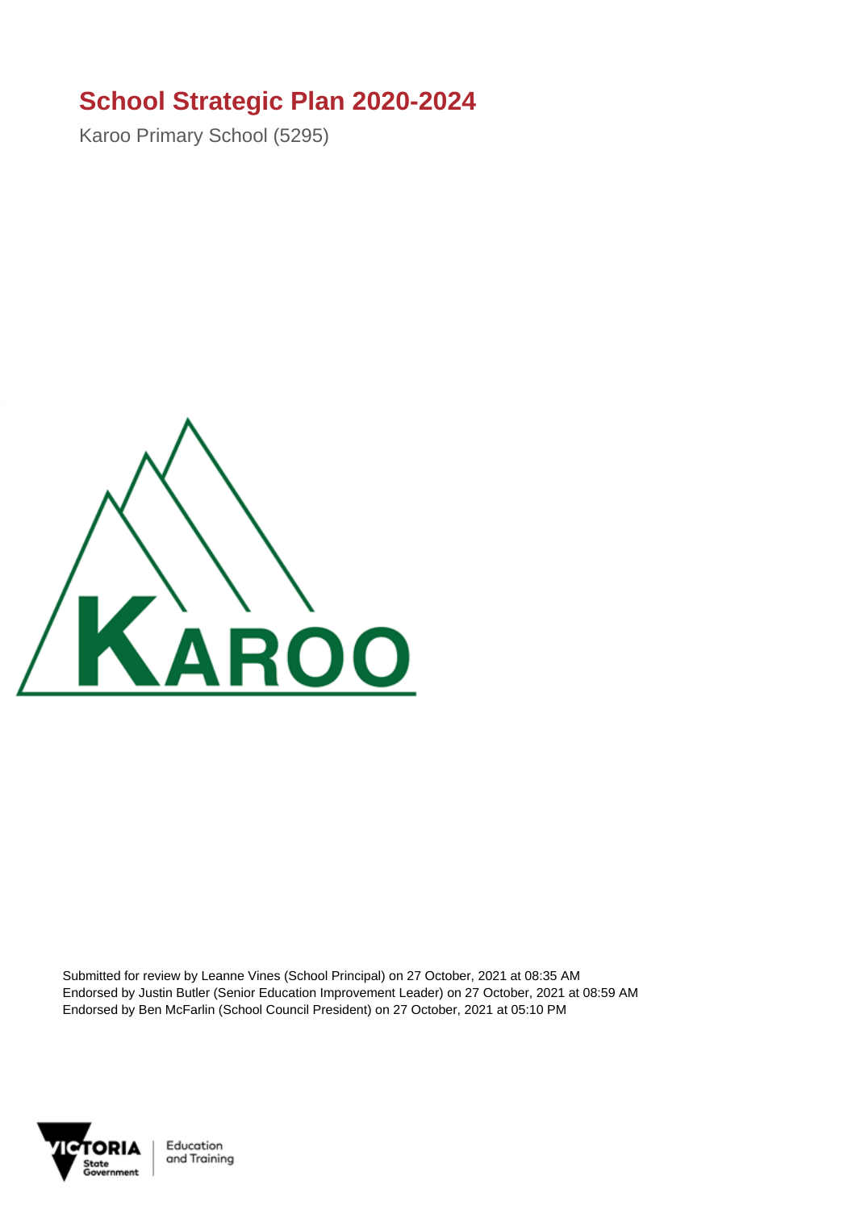# School Strategic Plan 2020-2024

Karoo Primary School (5295)

Submitted for review by Leanne Vines (School Principal) on 27 October, 2021 at 08:35 AM
Endorsed by Justin Butler (Senior Education Improvement Leader) on 27 October, 2021 at 08:59 AM
Endorsed by Ben McFarlin (School Council President) on 27 October, 2021 at 05:10 PM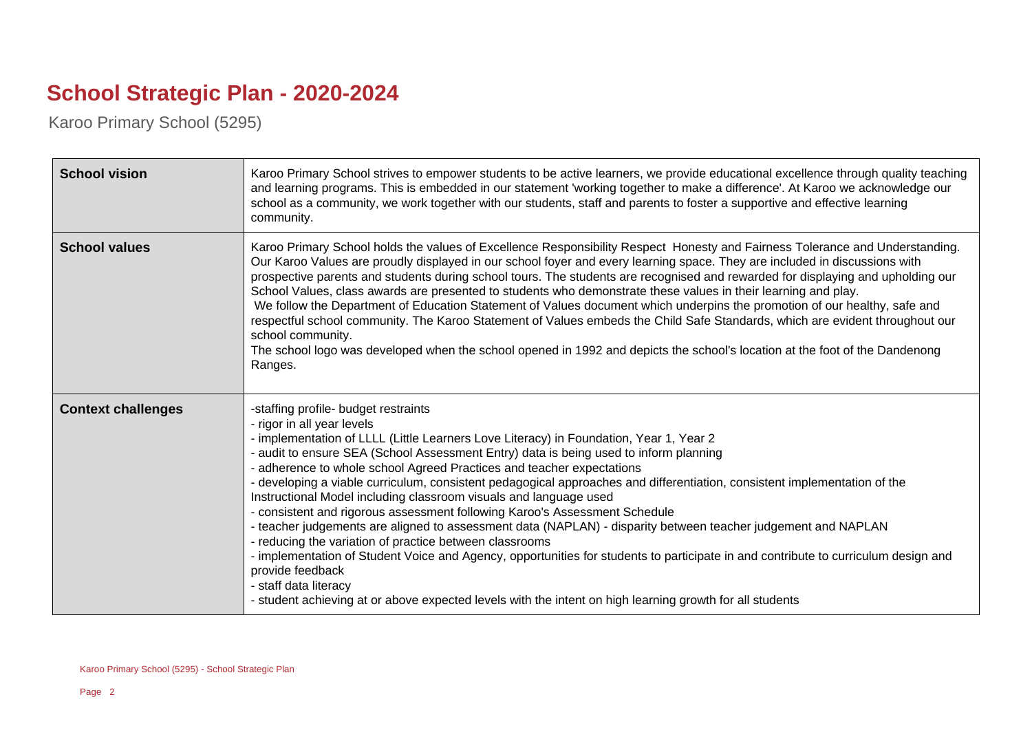# School Strategic Plan - 2020-2024

Karoo Primary School (5295)

| | |
|---|---|
| **School vision** | Karoo Primary School strives to empower students to be active learners, we provide educational excellence through quality teaching and learning programs. This is embedded in our statement 'working together to make a difference'. At Karoo we acknowledge our school as a community, we work together with our students, staff and parents to foster a supportive and effective learning community. |
| **School values** | Karoo Primary School holds the values of Excellence Responsibility Respect Honesty and Fairness Tolerance and Understanding. Our Karoo Values are proudly displayed in our school foyer and every learning space. They are included in discussions with prospective parents and students during school tours. The students are recognised and rewarded for displaying and upholding our School Values, class awards are presented to students who demonstrate these values in their learning and play.<br>We follow the Department of Education Statement of Values document which underpins the promotion of our healthy, safe and respectful school community. The Karoo Statement of Values embeds the Child Safe Standards, which are evident throughout our school community.<br>The school logo was developed when the school opened in 1992 and depicts the school's location at the foot of the Dandenong Ranges. |
| **Context challenges** | -staffing profile- budget restraints<br>- rigor in all year levels<br>- implementation of LLLL (Little Learners Love Literacy) in Foundation, Year 1, Year 2<br>- audit to ensure SEA (School Assessment Entry) data is being used to inform planning<br>- adherence to whole school Agreed Practices and teacher expectations<br>- developing a viable curriculum, consistent pedagogical approaches and differentiation, consistent implementation of the Instructional Model including classroom visuals and language used<br>- consistent and rigorous assessment following Karoo's Assessment Schedule<br>- teacher judgements are aligned to assessment data (NAPLAN) - disparity between teacher judgement and NAPLAN<br>- reducing the variation of practice between classrooms<br>- implementation of Student Voice and Agency, opportunities for students to participate in and contribute to curriculum design and provide feedback<br>- staff data literacy<br>- student achieving at or above expected levels with the intent on high learning growth for all students |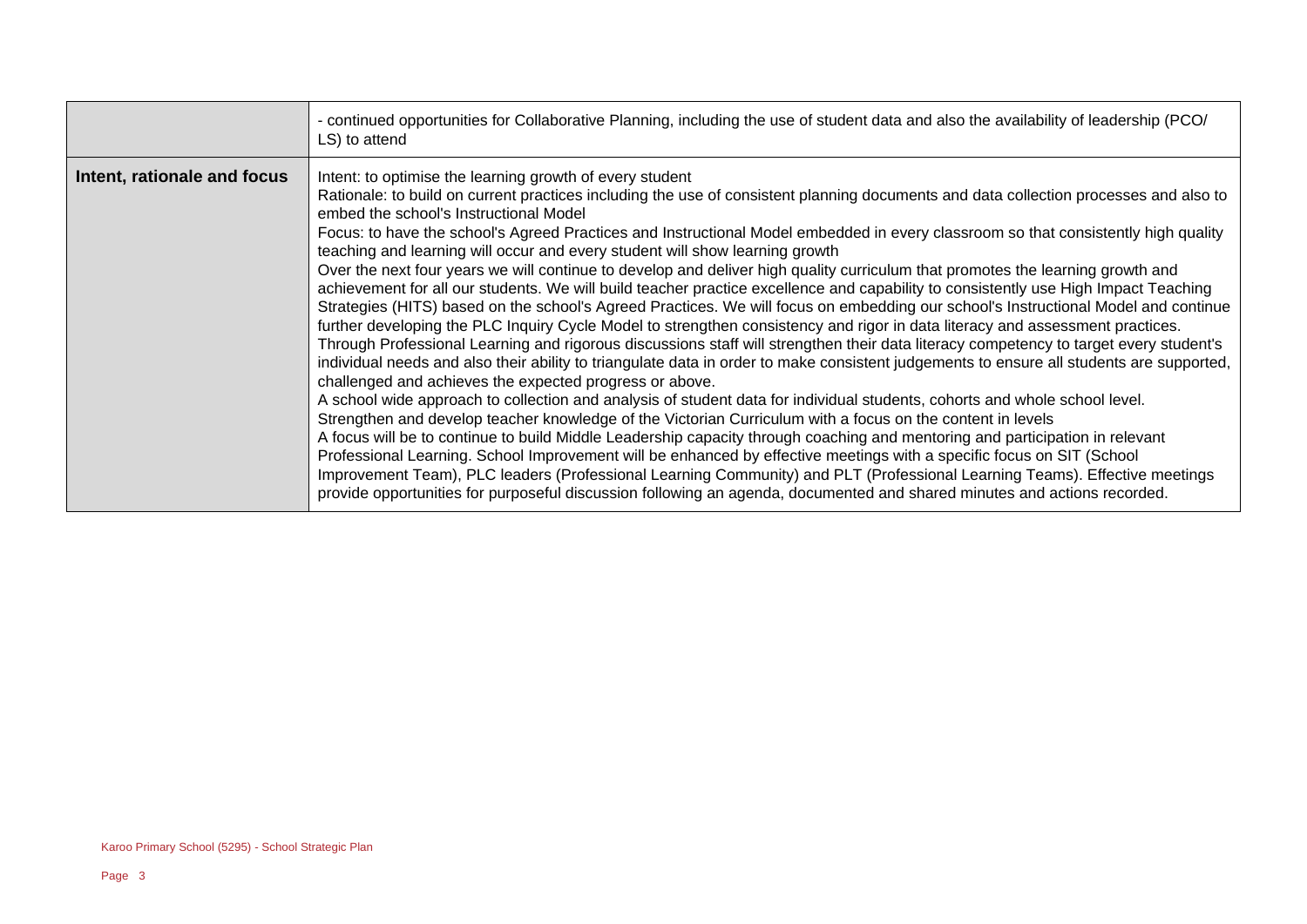| | |
|---|---|
| | - continued opportunities for Collaborative Planning, including the use of student data and also the availability of leadership (PCO/ LS) to attend |
| **Intent, rationale and focus** | Intent: to optimise the learning growth of every student<br>Rationale: to build on current practices including the use of consistent planning documents and data collection processes and also to embed the school's Instructional Model<br>Focus: to have the school's Agreed Practices and Instructional Model embedded in every classroom so that consistently high quality teaching and learning will occur and every student will show learning growth<br>Over the next four years we will continue to develop and deliver high quality curriculum that promotes the learning growth and achievement for all our students. We will build teacher practice excellence and capability to consistently use High Impact Teaching Strategies (HITS) based on the school's Agreed Practices. We will focus on embedding our school's Instructional Model and continue further developing the PLC Inquiry Cycle Model to strengthen consistency and rigor in data literacy and assessment practices.<br>Through Professional Learning and rigorous discussions staff will strengthen their data literacy competency to target every student's individual needs and also their ability to triangulate data in order to make consistent judgements to ensure all students are supported, challenged and achieves the expected progress or above.<br>A school wide approach to collection and analysis of student data for individual students, cohorts and whole school level.<br>Strengthen and develop teacher knowledge of the Victorian Curriculum with a focus on the content in levels<br>A focus will be to continue to build Middle Leadership capacity through coaching and mentoring and participation in relevant Professional Learning. School Improvement will be enhanced by effective meetings with a specific focus on SIT (School Improvement Team), PLC leaders (Professional Learning Community) and PLT (Professional Learning Teams). Effective meetings provide opportunities for purposeful discussion following an agenda, documented and shared minutes and actions recorded. |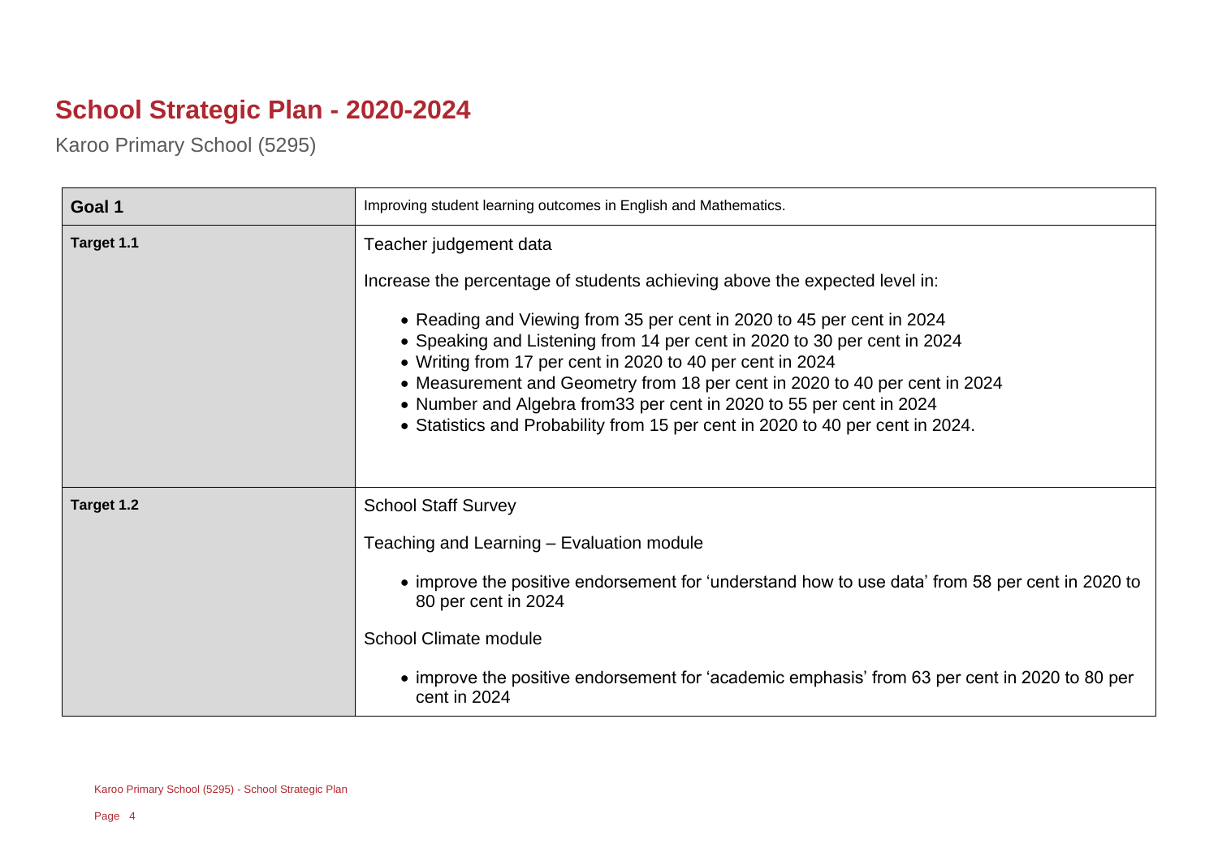## School Strategic Plan - 2020-2024

Karoo Primary School (5295)

| **Goal 1** | Improving student learning outcomes in English and Mathematics. |
| --- | --- |
| **Target 1.1** | Teacher judgement data<br><br>Increase the percentage of students achieving above the expected level in:<br><br>• Reading and Viewing from 35 per cent in 2020 to 45 per cent in 2024<br>• Speaking and Listening from 14 per cent in 2020 to 30 per cent in 2024<br>• Writing from 17 per cent in 2020 to 40 per cent in 2024<br>• Measurement and Geometry from 18 per cent in 2020 to 40 per cent in 2024<br>• Number and Algebra from33 per cent in 2020 to 55 per cent in 2024<br>• Statistics and Probability from 15 per cent in 2020 to 40 per cent in 2024. |
| **Target 1.2** | School Staff Survey<br><br>Teaching and Learning – Evaluation module<br><br>• improve the positive endorsement for ‘understand how to use data’ from 58 per cent in 2020 to 80 per cent in 2024<br><br>School Climate module<br><br>• improve the positive endorsement for ‘academic emphasis’ from 63 per cent in 2020 to 80 per cent in 2024 |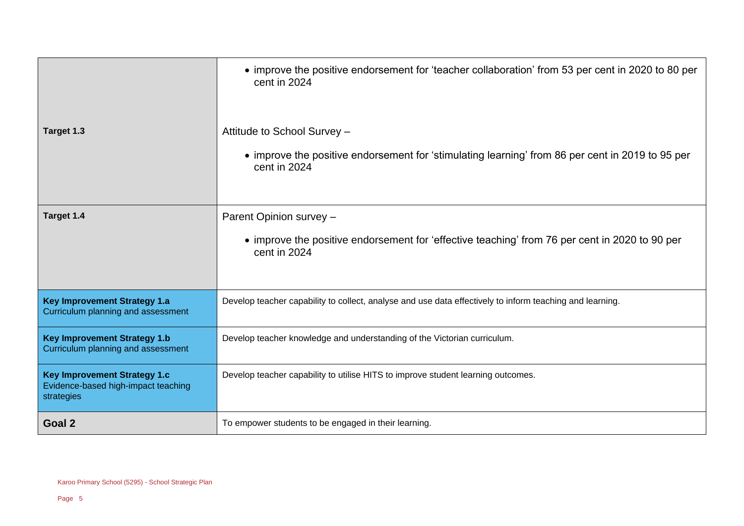| | |
|---|---|
| | • improve the positive endorsement for 'teacher collaboration' from 53 per cent in 2020 to 80 per cent in 2024 |
| **Target 1.3** | Attitude to School Survey – <br> • improve the positive endorsement for 'stimulating learning' from 86 per cent in 2019 to 95 per cent in 2024 |
| **Target 1.4** | Parent Opinion survey – <br> • improve the positive endorsement for 'effective teaching' from 76 per cent in 2020 to 90 per cent in 2024 |
| **Key Improvement Strategy 1.a** <br> Curriculum planning and assessment | Develop teacher capability to collect, analyse and use data effectively to inform teaching and learning. |
| **Key Improvement Strategy 1.b** <br> Curriculum planning and assessment | Develop teacher knowledge and understanding of the Victorian curriculum. |
| **Key Improvement Strategy 1.c** <br> Evidence-based high-impact teaching strategies | Develop teacher capability to utilise HITS to improve student learning outcomes. |
| **Goal 2** | To empower students to be engaged in their learning. |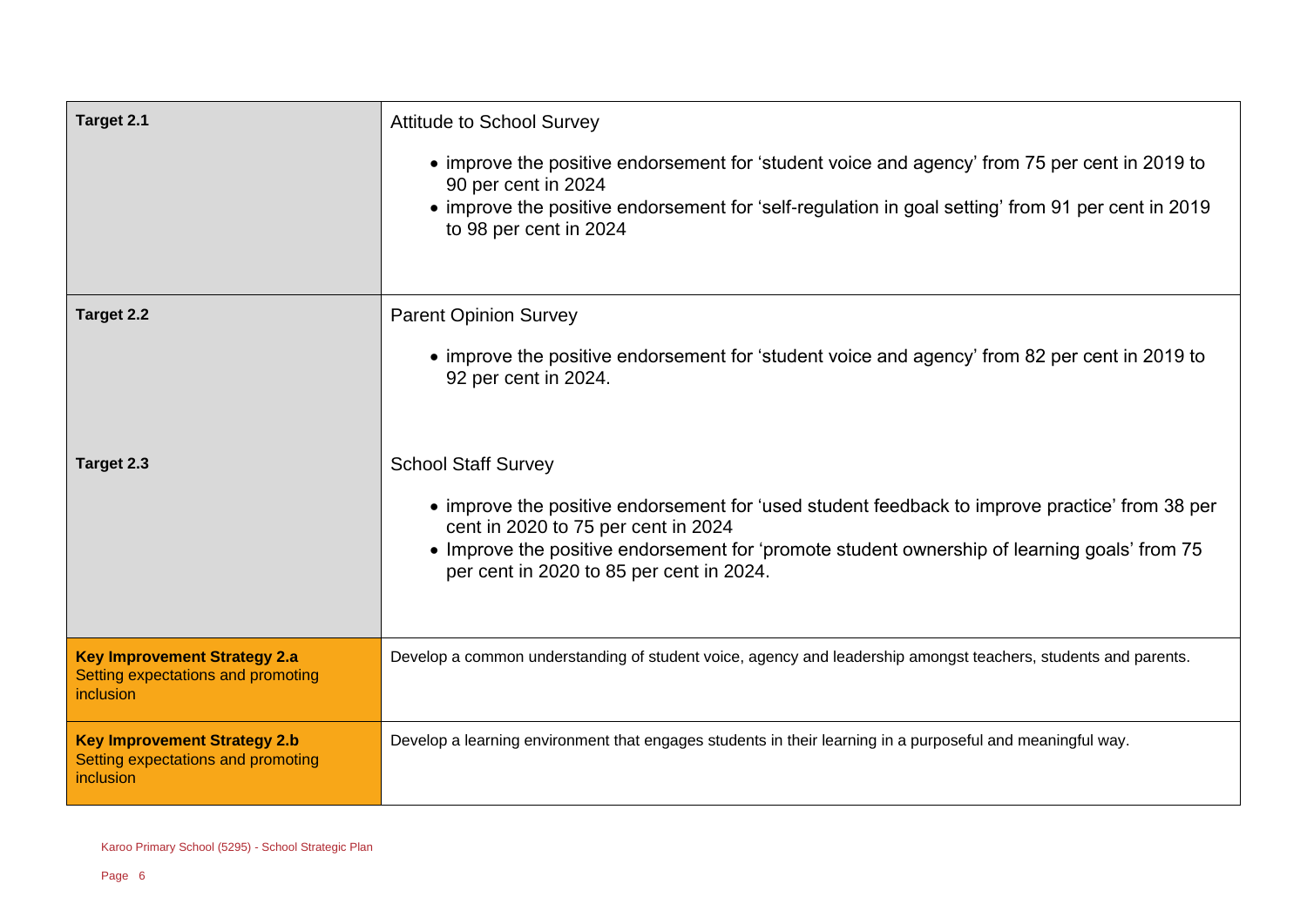| | |
|---|---|
| **Target 2.1** | Attitude to School Survey<br><br>• improve the positive endorsement for 'student voice and agency' from 75 per cent in 2019 to 90 per cent in 2024<br>• improve the positive endorsement for 'self-regulation in goal setting' from 91 per cent in 2019 to 98 per cent in 2024 |
| **Target 2.2** | Parent Opinion Survey<br><br>• improve the positive endorsement for 'student voice and agency' from 82 per cent in 2019 to 92 per cent in 2024. |
| **Target 2.3** | School Staff Survey<br><br>• improve the positive endorsement for 'used student feedback to improve practice' from 38 per cent in 2020 to 75 per cent in 2024<br>• Improve the positive endorsement for 'promote student ownership of learning goals' from 75 per cent in 2020 to 85 per cent in 2024. |
| **Key Improvement Strategy 2.a**<br>Setting expectations and promoting inclusion | Develop a common understanding of student voice, agency and leadership amongst teachers, students and parents. |
| **Key Improvement Strategy 2.b**<br>Setting expectations and promoting inclusion | Develop a learning environment that engages students in their learning in a purposeful and meaningful way. |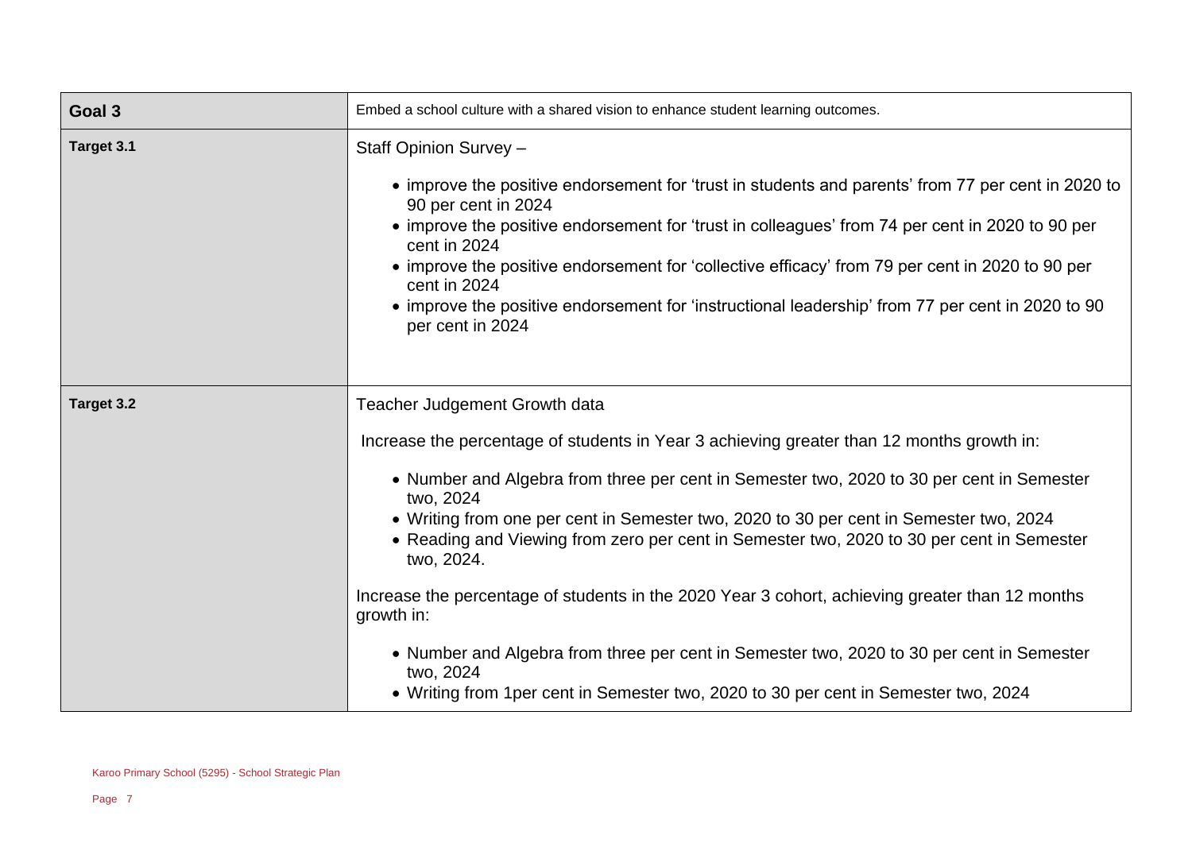| Goal 3 | Embed a school culture with a shared vision to enhance student learning outcomes. |
|---|---|
| Target 3.1 | Staff Opinion Survey –<br><br>• improve the positive endorsement for 'trust in students and parents' from 77 per cent in 2020 to 90 per cent in 2024<br>• improve the positive endorsement for 'trust in colleagues' from 74 per cent in 2020 to 90 per cent in 2024<br>• improve the positive endorsement for 'collective efficacy' from 79 per cent in 2020 to 90 per cent in 2024<br>• improve the positive endorsement for 'instructional leadership' from 77 per cent in 2020 to 90 per cent in 2024 |
| Target 3.2 | Teacher Judgement Growth data<br><br>Increase the percentage of students in Year 3 achieving greater than 12 months growth in:<br><br>• Number and Algebra from three per cent in Semester two, 2020 to 30 per cent in Semester two, 2024<br>• Writing from one per cent in Semester two, 2020 to 30 per cent in Semester two, 2024<br>• Reading and Viewing from zero per cent in Semester two, 2020 to 30 per cent in Semester two, 2024.<br><br>Increase the percentage of students in the 2020 Year 3 cohort, achieving greater than 12 months growth in:<br><br>• Number and Algebra from three per cent in Semester two, 2020 to 30 per cent in Semester two, 2024<br>• Writing from 1per cent in Semester two, 2020 to 30 per cent in Semester two, 2024 |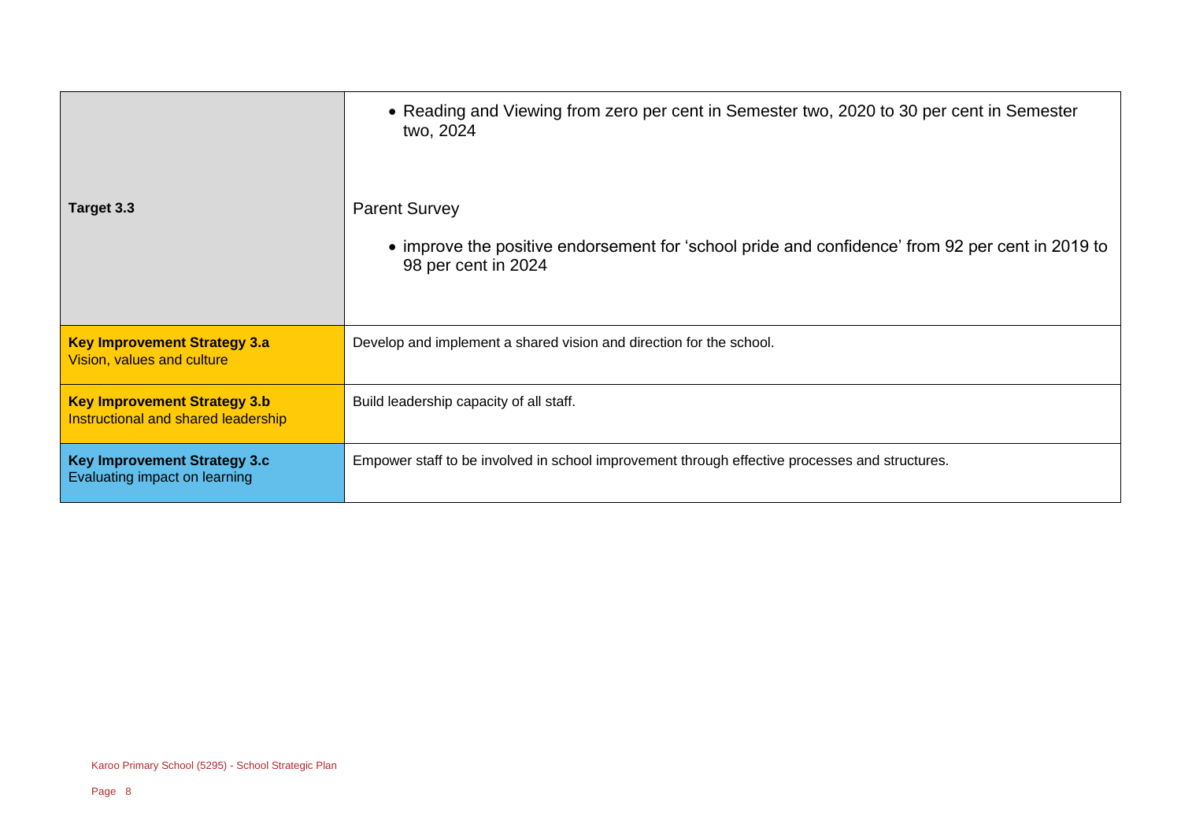| | |
|---|---|
| Target 3.3 | • Reading and Viewing from zero per cent in Semester two, 2020 to 30 per cent in Semester two, 2024<br><br>Parent Survey<br><br>• improve the positive endorsement for 'school pride and confidence' from 92 per cent in 2019 to 98 per cent in 2024 |
| **Key Improvement Strategy 3.a**<br>Vision, values and culture | Develop and implement a shared vision and direction for the school. |
| **Key Improvement Strategy 3.b**<br>Instructional and shared leadership | Build leadership capacity of all staff. |
| **Key Improvement Strategy 3.c**<br>Evaluating impact on learning | Empower staff to be involved in school improvement through effective processes and structures. |